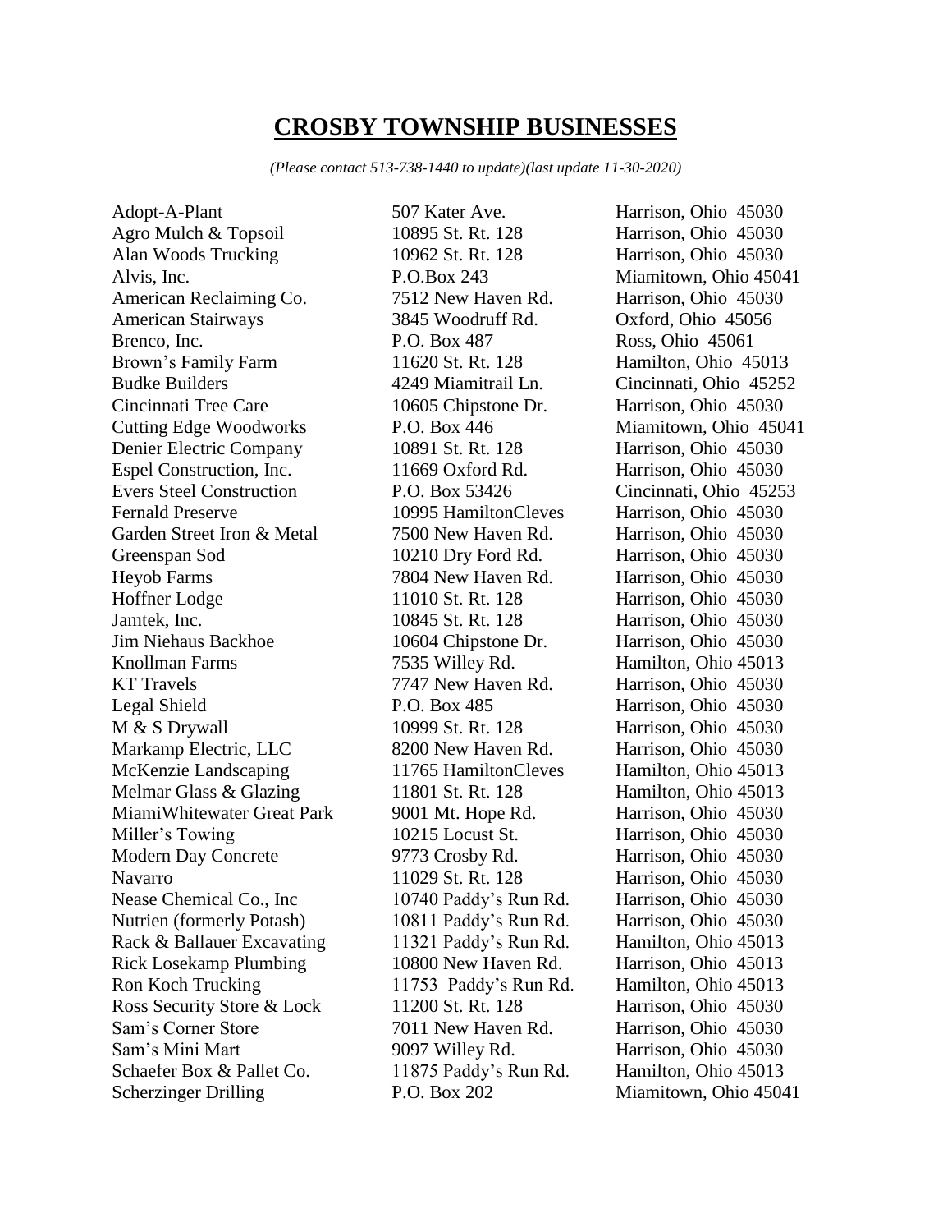# CROSBY TOWNSHIP BUSINESSES

*(Please contact 513-738-1440 to update)(last update 11-30-2020)*

| | | |
|---|---|---|
| Adopt-A-Plant | 507 Kater Ave. | Harrison, Ohio 45030 |
| Agro Mulch & Topsoil | 10895 St. Rt. 128 | Harrison, Ohio 45030 |
| Alan Woods Trucking | 10962 St. Rt. 128 | Harrison, Ohio 45030 |
| Alvis, Inc. | P.O.Box 243 | Miamitown, Ohio 45041 |
| American Reclaiming Co. | 7512 New Haven Rd. | Harrison, Ohio 45030 |
| American Stairways | 3845 Woodruff Rd. | Oxford, Ohio 45056 |
| Brenco, Inc. | P.O. Box 487 | Ross, Ohio 45061 |
| Brown's Family Farm | 11620 St. Rt. 128 | Hamilton, Ohio 45013 |
| Budke Builders | 4249 Miamitrail Ln. | Cincinnati, Ohio 45252 |
| Cincinnati Tree Care | 10605 Chipstone Dr. | Harrison, Ohio 45030 |
| Cutting Edge Woodworks | P.O. Box 446 | Miamitown, Ohio 45041 |
| Denier Electric Company | 10891 St. Rt. 128 | Harrison, Ohio 45030 |
| Espel Construction, Inc. | 11669 Oxford Rd. | Harrison, Ohio 45030 |
| Evers Steel Construction | P.O. Box 53426 | Cincinnati, Ohio 45253 |
| Fernald Preserve | 10995 HamiltonCleves | Harrison, Ohio 45030 |
| Garden Street Iron & Metal | 7500 New Haven Rd. | Harrison, Ohio 45030 |
| Greenspan Sod | 10210 Dry Ford Rd. | Harrison, Ohio 45030 |
| Heyob Farms | 7804 New Haven Rd. | Harrison, Ohio 45030 |
| Hoffner Lodge | 11010 St. Rt. 128 | Harrison, Ohio 45030 |
| Jamtek, Inc. | 10845 St. Rt. 128 | Harrison, Ohio 45030 |
| Jim Niehaus Backhoe | 10604 Chipstone Dr. | Harrison, Ohio 45030 |
| Knollman Farms | 7535 Willey Rd. | Hamilton, Ohio 45013 |
| KT Travels | 7747 New Haven Rd. | Harrison, Ohio 45030 |
| Legal Shield | P.O. Box 485 | Harrison, Ohio 45030 |
| M & S Drywall | 10999 St. Rt. 128 | Harrison, Ohio 45030 |
| Markamp Electric, LLC | 8200 New Haven Rd. | Harrison, Ohio 45030 |
| McKenzie Landscaping | 11765 HamiltonCleves | Hamilton, Ohio 45013 |
| Melmar Glass & Glazing | 11801 St. Rt. 128 | Hamilton, Ohio 45013 |
| MiamiWhitewater Great Park | 9001 Mt. Hope Rd. | Harrison, Ohio 45030 |
| Miller's Towing | 10215 Locust St. | Harrison, Ohio 45030 |
| Modern Day Concrete | 9773 Crosby Rd. | Harrison, Ohio 45030 |
| Navarro | 11029 St. Rt. 128 | Harrison, Ohio 45030 |
| Nease Chemical Co., Inc | 10740 Paddy's Run Rd. | Harrison, Ohio 45030 |
| Nutrien (formerly Potash) | 10811 Paddy's Run Rd. | Harrison, Ohio 45030 |
| Rack & Ballauer Excavating | 11321 Paddy's Run Rd. | Hamilton, Ohio 45013 |
| Rick Losekamp Plumbing | 10800 New Haven Rd. | Harrison, Ohio 45013 |
| Ron Koch Trucking | 11753 Paddy's Run Rd. | Hamilton, Ohio 45013 |
| Ross Security Store & Lock | 11200 St. Rt. 128 | Harrison, Ohio 45030 |
| Sam's Corner Store | 7011 New Haven Rd. | Harrison, Ohio 45030 |
| Sam's Mini Mart | 9097 Willey Rd. | Harrison, Ohio 45030 |
| Schaefer Box & Pallet Co. | 11875 Paddy's Run Rd. | Hamilton, Ohio 45013 |
| Scherzinger Drilling | P.O. Box 202 | Miamitown, Ohio 45041 |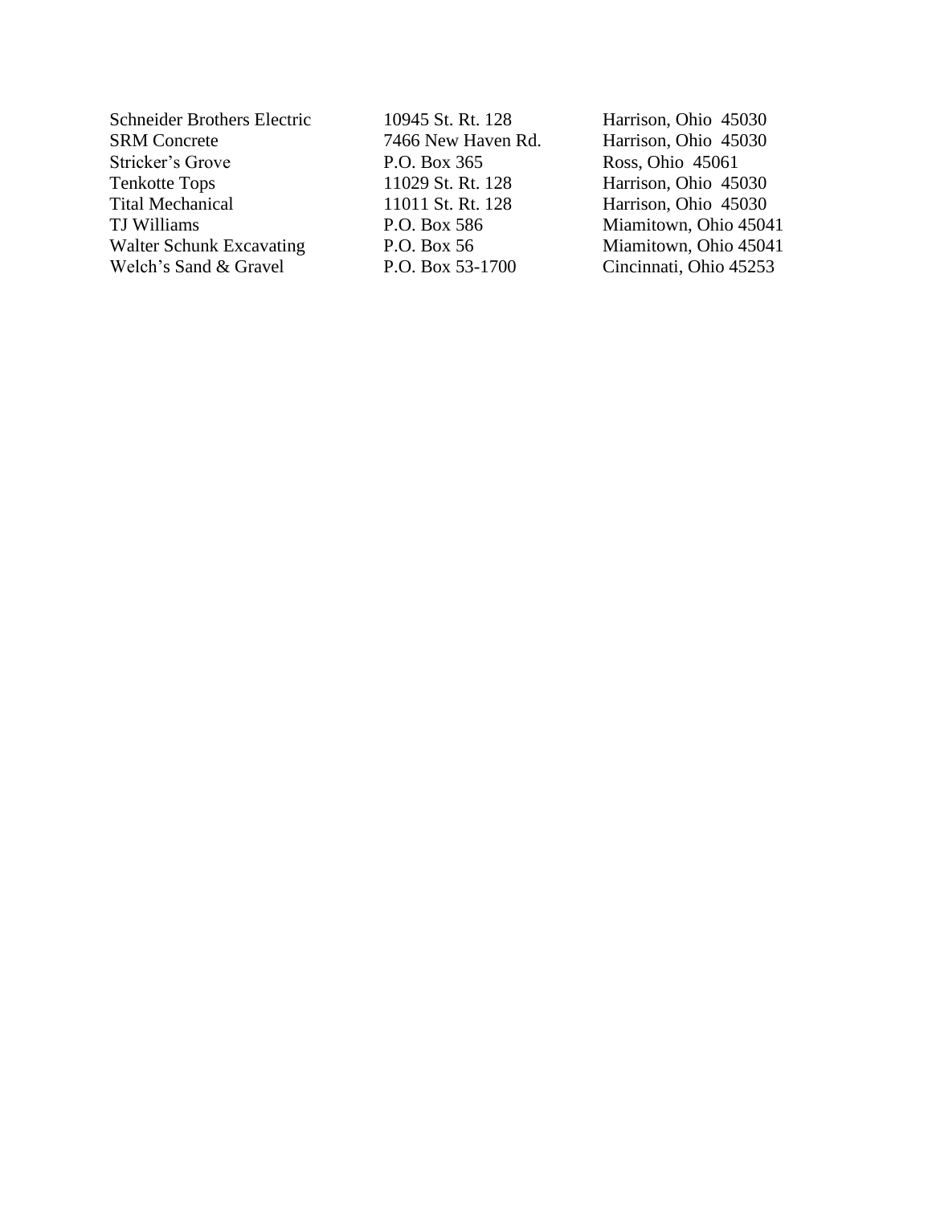| | | |
|---|---|---|
| Schneider Brothers Electric | 10945 St. Rt. 128 | Harrison, Ohio 45030 |
| SRM Concrete | 7466 New Haven Rd. | Harrison, Ohio 45030 |
| Stricker's Grove | P.O. Box 365 | Ross, Ohio 45061 |
| Tenkotte Tops | 11029 St. Rt. 128 | Harrison, Ohio 45030 |
| Tital Mechanical | 11011 St. Rt. 128 | Harrison, Ohio 45030 |
| TJ Williams | P.O. Box 586 | Miamitown, Ohio 45041 |
| Walter Schunk Excavating | P.O. Box 56 | Miamitown, Ohio 45041 |
| Welch's Sand & Gravel | P.O. Box 53-1700 | Cincinnati, Ohio 45253 |